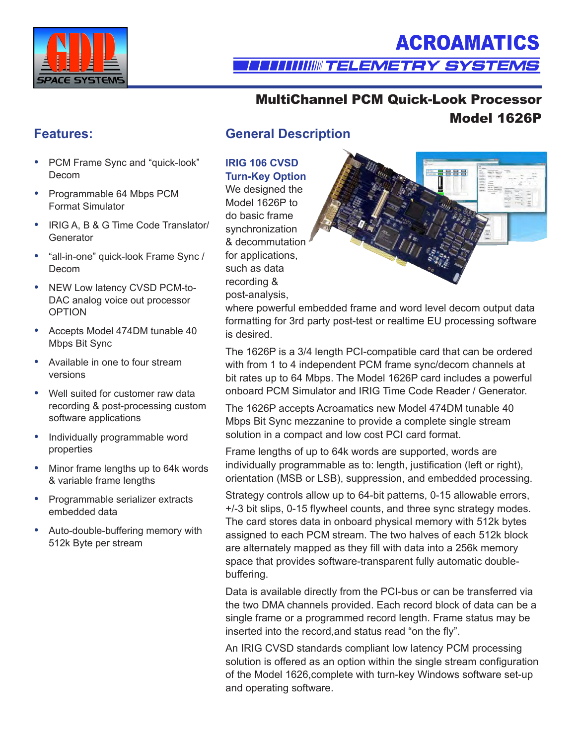ACROAMATICS

TELEMETRY SYSTEMS

# MultiChannel PCM Quick-Look Processor Model 1626P

## Features:

- PCM Frame Sync and “quick-look” Decom
- Programmable 64 Mbps PCM Format Simulator
- IRIG A, B & G Time Code Translator/ Generator
- “all-in-one” quick-look Frame Sync / Decom
- NEW Low latency CVSD PCM-to-DAC analog voice out processor OPTION
- Accepts Model 474DM tunable 40 Mbps Bit Sync
- Available in one to four stream versions
- Well suited for customer raw data recording & post-processing custom software applications
- Individually programmable word properties
- Minor frame lengths up to 64k words & variable frame lengths
- Programmable serializer extracts embedded data
- Auto-double-buffering memory with 512k Byte per stream

## General Description

**IRIG 106 CVSD Turn-Key Option**

We designed the Model 1626P to do basic frame synchronization & decommutation for applications, such as data recording & post-analysis, where powerful embedded frame and word level decom output data formatting for 3rd party post-test or realtime EU processing software is desired.

The 1626P is a 3/4 length PCI-compatible card that can be ordered with from 1 to 4 independent PCM frame sync/decom channels at bit rates up to 64 Mbps. The Model 1626P card includes a powerful onboard PCM Simulator and IRIG Time Code Reader / Generator.

The 1626P accepts Acroamatics new Model 474DM tunable 40 Mbps Bit Sync mezzanine to provide a complete single stream solution in a compact and low cost PCI card format.

Frame lengths of up to 64k words are supported, words are individually programmable as to: length, justification (left or right), orientation (MSB or LSB), suppression, and embedded processing.

Strategy controls allow up to 64-bit patterns, 0-15 allowable errors, +/-3 bit slips, 0-15 flywheel counts, and three sync strategy modes. The card stores data in onboard physical memory with 512k bytes assigned to each PCM stream. The two halves of each 512k block are alternately mapped as they fill with data into a 256k memory space that provides software-transparent fully automatic double-buffering.

Data is available directly from the PCI-bus or can be transferred via the two DMA channels provided. Each record block of data can be a single frame or a programmed record length. Frame status may be inserted into the record,and status read “on the fly”.

An IRIG CVSD standards compliant low latency PCM processing solution is offered as an option within the single stream configuration of the Model 1626,complete with turn-key Windows software set-up and operating software.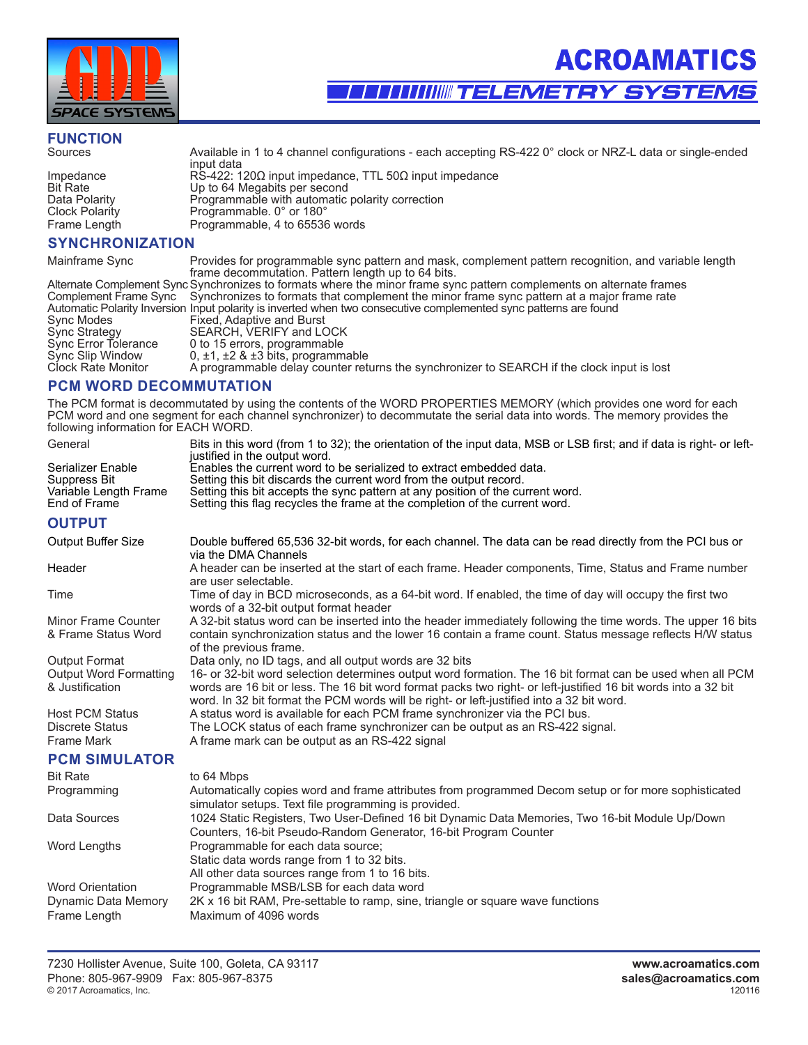## FUNCTION

| | |
|---|---|
| Sources | Available in 1 to 4 channel configurations - each accepting RS-422 0° clock or NRZ-L data or single-ended input data |
| Impedance | RS-422: 120Ω input impedance, TTL 50Ω input impedance |
| Bit Rate | Up to 64 Megabits per second |
| Data Polarity | Programmable with automatic polarity correction |
| Clock Polarity | Programmable. 0° or 180° |
| Frame Length | Programmable, 4 to 65536 words |

## SYNCHRONIZATION

| | |
|---|---|
| Mainframe Sync | Provides for programmable sync pattern and mask, complement pattern recognition, and variable length frame decommutation. Pattern length up to 64 bits. |
| Alternate Complement Sync | Synchronizes to formats where the minor frame sync pattern complements on alternate frames |
| Complement Frame Sync | Synchronizes to formats that complement the minor frame sync pattern at a major frame rate |
| Automatic Polarity Inversion | Input polarity is inverted when two consecutive complemented sync patterns are found |
| Sync Modes | Fixed, Adaptive and Burst |
| Sync Strategy | SEARCH, VERIFY and LOCK |
| Sync Error Tolerance | 0 to 15 errors, programmable |
| Sync Slip Window | 0, ±1, ±2 & ±3 bits, programmable |
| Clock Rate Monitor | A programmable delay counter returns the synchronizer to SEARCH if the clock input is lost |

## PCM WORD DECOMMUTATION

The PCM format is decommutated by using the contents of the WORD PROPERTIES MEMORY (which provides one word for each PCM word and one segment for each channel synchronizer) to decommutate the serial data into words. The memory provides the following information for EACH WORD.

| | |
|---|---|
| General | Bits in this word (from 1 to 32); the orientation of the input data, MSB or LSB first; and if data is right- or left-justified in the output word. |
| Serializer Enable | Enables the current word to be serialized to extract embedded data. |
| Suppress Bit | Setting this bit discards the current word from the output record. |
| Variable Length Frame | Setting this bit accepts the sync pattern at any position of the current word. |
| End of Frame | Setting this flag recycles the frame at the completion of the current word. |

## OUTPUT

| | |
|---|---|
| Output Buffer Size | Double buffered 65,536 32-bit words, for each channel. The data can be read directly from the PCI bus or via the DMA Channels |
| Header | A header can be inserted at the start of each frame. Header components, Time, Status and Frame number are user selectable. |
| Time | Time of day in BCD microseconds, as a 64-bit word. If enabled, the time of day will occupy the first two words of a 32-bit output format header |
| Minor Frame Counter & Frame Status Word | A 32-bit status word can be inserted into the header immediately following the time words. The upper 16 bits contain synchronization status and the lower 16 contain a frame count. Status message reflects H/W status of the previous frame. |
| Output Format | Data only, no ID tags, and all output words are 32 bits |
| Output Word Formatting & Justification | 16- or 32-bit word selection determines output word formation. The 16 bit format can be used when all PCM words are 16 bit or less. The 16 bit word format packs two right- or left-justified 16 bit words into a 32 bit word. In 32 bit format the PCM words will be right- or left-justified into a 32 bit word. |
| Host PCM Status | A status word is available for each PCM frame synchronizer via the PCI bus. |
| Discrete Status | The LOCK status of each frame synchronizer can be output as an RS-422 signal. |
| Frame Mark | A frame mark can be output as an RS-422 signal |

## PCM SIMULATOR

| | |
|---|---|
| Bit Rate | to 64 Mbps |
| Programming | Automatically copies word and frame attributes from programmed Decom setup or for more sophisticated simulator setups. Text file programming is provided. |
| Data Sources | 1024 Static Registers, Two User-Defined 16 bit Dynamic Data Memories, Two 16-bit Module Up/Down Counters, 16-bit Pseudo-Random Generator, 16-bit Program Counter |
| Word Lengths | Programmable for each data source;<br>Static data words range from 1 to 32 bits.<br>All other data sources range from 1 to 16 bits. |
| Word Orientation | Programmable MSB/LSB for each data word |
| Dynamic Data Memory | 2K x 16 bit RAM, Pre-settable to ramp, sine, triangle or square wave functions |
| Frame Length | Maximum of 4096 words |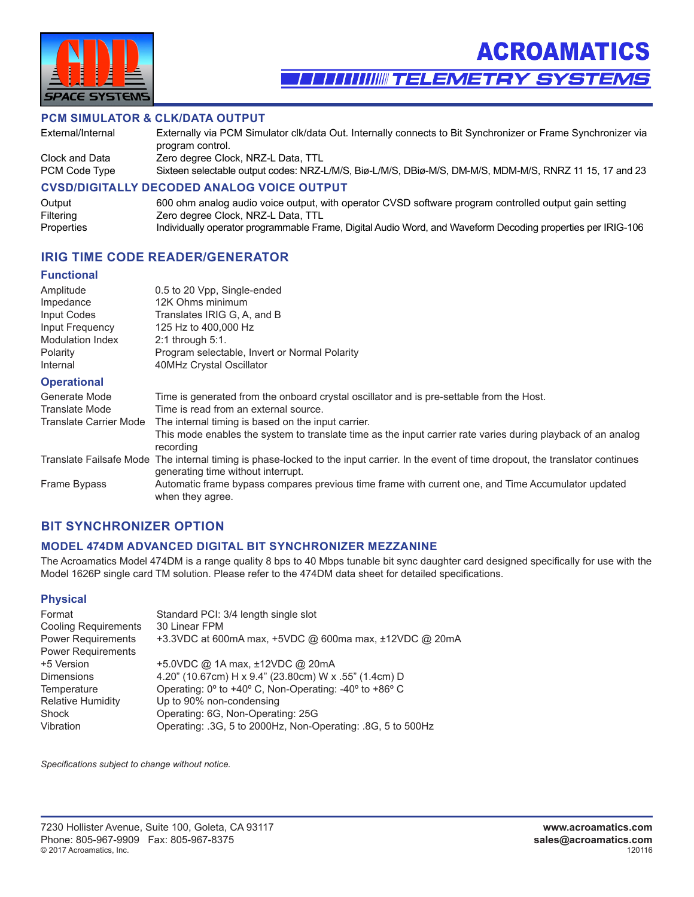## PCM SIMULATOR & CLK/DATA OUTPUT

| | |
|---|---|
| External/Internal | Externally via PCM Simulator clk/data Out. Internally connects to Bit Synchronizer or Frame Synchronizer via program control. |
| Clock and Data | Zero degree Clock, NRZ-L Data, TTL |
| PCM Code Type | Sixteen selectable output codes: NRZ-L/M/S, Biø-L/M/S, DBiø-M/S, DM-M/S, MDM-M/S, RNRZ 11 15, 17 and 23 |

## CVSD/DIGITALLY DECODED ANALOG VOICE OUTPUT

| | |
|---|---|
| Output | 600 ohm analog audio voice output, with operator CVSD software program controlled output gain setting |
| Filtering | Zero degree Clock, NRZ-L Data, TTL |
| Properties | Individually operator programmable Frame, Digital Audio Word, and Waveform Decoding properties per IRIG-106 |

## IRIG TIME CODE READER/GENERATOR

### Functional

| | |
|---|---|
| Amplitude | 0.5 to 20 Vpp, Single-ended |
| Impedance | 12K Ohms minimum |
| Input Codes | Translates IRIG G, A, and B |
| Input Frequency | 125 Hz to 400,000 Hz |
| Modulation Index | 2:1 through 5:1. |
| Polarity | Program selectable, Invert or Normal Polarity |
| Internal | 40MHz Crystal Oscillator |

### Operational

| | |
|---|---|
| Generate Mode | Time is generated from the onboard crystal oscillator and is pre-settable from the Host. |
| Translate Mode | Time is read from an external source. |
| Translate Carrier Mode | The internal timing is based on the input carrier. This mode enables the system to translate time as the input carrier rate varies during playback of an analog recording |
| Translate Failsafe Mode | The internal timing is phase-locked to the input carrier. In the event of time dropout, the translator continues generating time without interrupt. |
| Frame Bypass | Automatic frame bypass compares previous time frame with current one, and Time Accumulator updated when they agree. |

## BIT SYNCHRONIZER OPTION

### MODEL 474DM ADVANCED DIGITAL BIT SYNCHRONIZER MEZZANINE

The Acroamatics Model 474DM is a range quality 8 bps to 40 Mbps tunable bit sync daughter card designed specifically for use with the Model 1626P single card TM solution. Please refer to the 474DM data sheet for detailed specifications.

### Physical

| | |
|---|---|
| Format | Standard PCI: 3/4 length single slot |
| Cooling Requirements | 30 Linear FPM |
| Power Requirements | +3.3VDC at 600mA max, +5VDC @ 600ma max, ±12VDC @ 20mA |
| Power Requirements | |
| +5 Version | +5.0VDC @ 1A max, ±12VDC @ 20mA |
| Dimensions | 4.20" (10.67cm) H x 9.4" (23.80cm) W x .55" (1.4cm) D |
| Temperature | Operating: 0º to +40º C, Non-Operating: -40º to +86º C |
| Relative Humidity | Up to 90% non-condensing |
| Shock | Operating: 6G, Non-Operating: 25G |
| Vibration | Operating: .3G, 5 to 2000Hz, Non-Operating: .8G, 5 to 500Hz |

*Specifications subject to change without notice.*

7230 Hollister Avenue, Suite 100, Goleta, CA 93117
Phone: 805-967-9909 Fax: 805-967-8375
© 2017 Acroamatics, Inc.

**www.acroamatics.com**
**sales@acroamatics.com**
120116